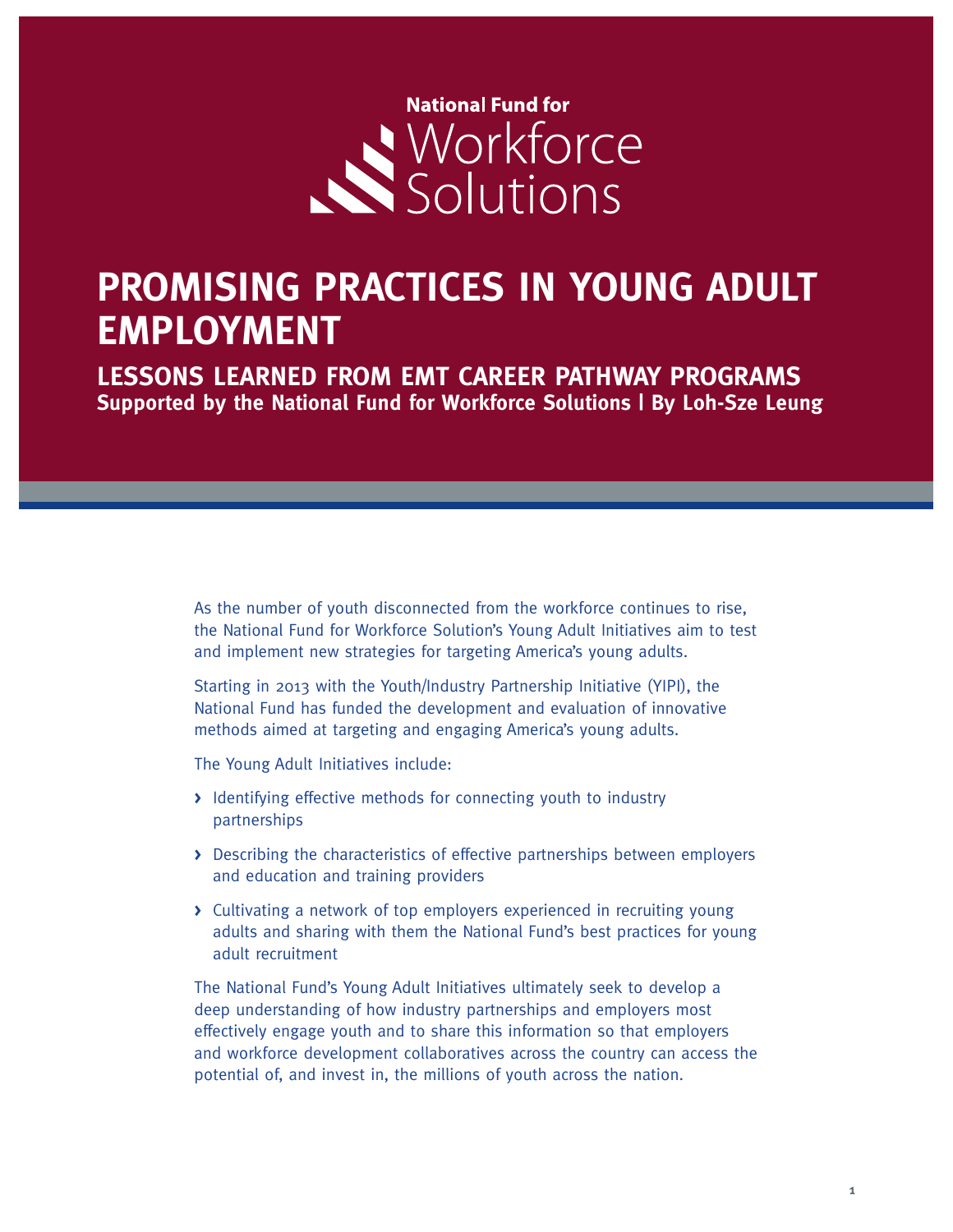National Fund for Workforce Solutions

# PROMISING PRACTICES IN YOUNG ADULT EMPLOYMENT

## LESSONS LEARNED FROM EMT CAREER PATHWAY PROGRAMS

**Supported by the National Fund for Workforce Solutions | By Loh-Sze Leung**

As the number of youth disconnected from the workforce continues to rise, the National Fund for Workforce Solution's Young Adult Initiatives aim to test and implement new strategies for targeting America's young adults.

Starting in 2013 with the Youth/Industry Partnership Initiative (YIPI), the National Fund has funded the development and evaluation of innovative methods aimed at targeting and engaging America's young adults.

The Young Adult Initiatives include:

- Identifying effective methods for connecting youth to industry partnerships
- Describing the characteristics of effective partnerships between employers and education and training providers
- Cultivating a network of top employers experienced in recruiting young adults and sharing with them the National Fund's best practices for young adult recruitment

The National Fund's Young Adult Initiatives ultimately seek to develop a deep understanding of how industry partnerships and employers most effectively engage youth and to share this information so that employers and workforce development collaboratives across the country can access the potential of, and invest in, the millions of youth across the nation.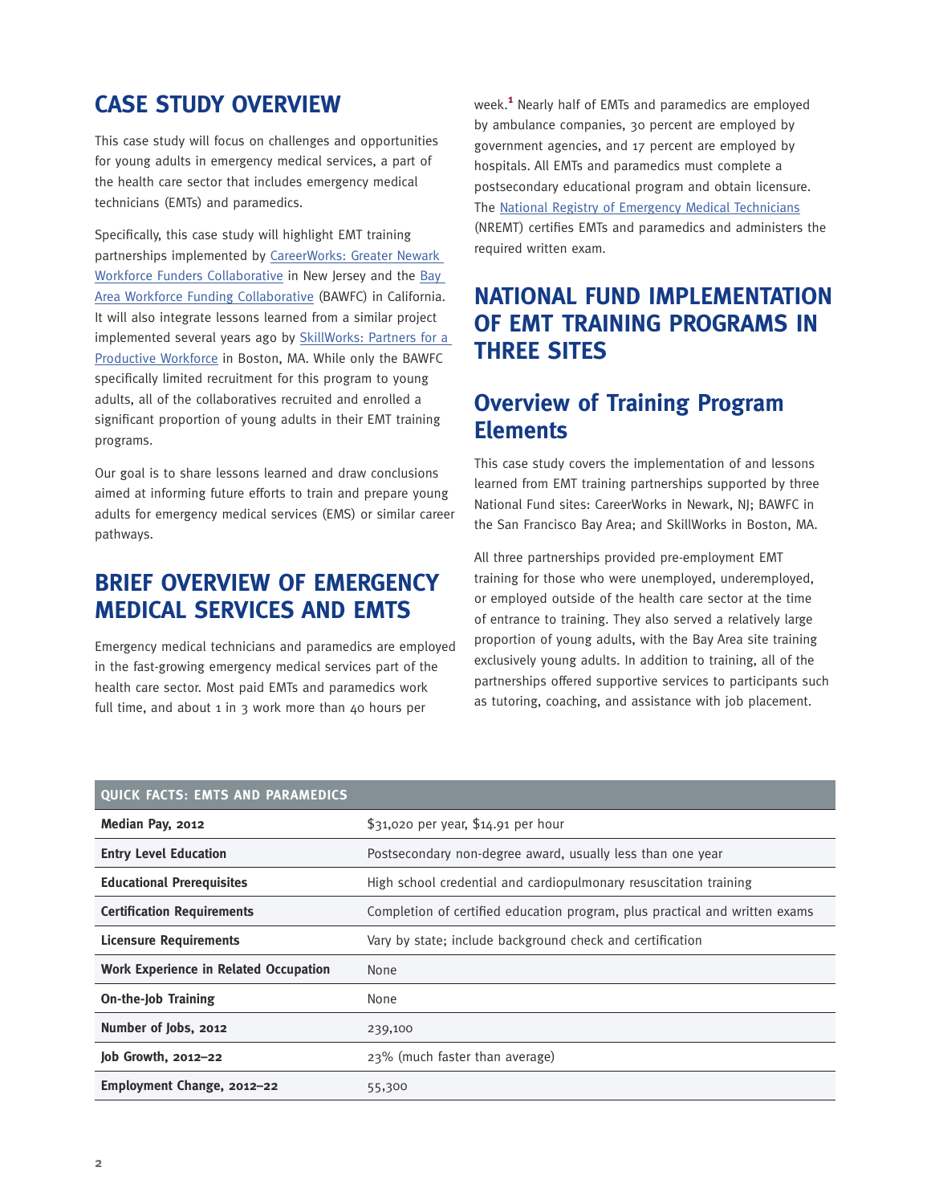## CASE STUDY OVERVIEW

This case study will focus on challenges and opportunities for young adults in emergency medical services, a part of the health care sector that includes emergency medical technicians (EMTs) and paramedics.

Specifically, this case study will highlight EMT training partnerships implemented by CareerWorks: Greater Newark Workforce Funders Collaborative in New Jersey and the Bay Area Workforce Funding Collaborative (BAWFC) in California. It will also integrate lessons learned from a similar project implemented several years ago by SkillWorks: Partners for a Productive Workforce in Boston, MA. While only the BAWFC specifically limited recruitment for this program to young adults, all of the collaboratives recruited and enrolled a significant proportion of young adults in their EMT training programs.

Our goal is to share lessons learned and draw conclusions aimed at informing future efforts to train and prepare young adults for emergency medical services (EMS) or similar career pathways.

## BRIEF OVERVIEW OF EMERGENCY MEDICAL SERVICES AND EMTS

Emergency medical technicians and paramedics are employed in the fast-growing emergency medical services part of the health care sector. Most paid EMTs and paramedics work full time, and about 1 in 3 work more than 40 hours per week.[1] Nearly half of EMTs and paramedics are employed by ambulance companies, 30 percent are employed by government agencies, and 17 percent are employed by hospitals. All EMTs and paramedics must complete a postsecondary educational program and obtain licensure. The National Registry of Emergency Medical Technicians (NREMT) certifies EMTs and paramedics and administers the required written exam.

## NATIONAL FUND IMPLEMENTATION OF EMT TRAINING PROGRAMS IN THREE SITES

### Overview of Training Program Elements

This case study covers the implementation of and lessons learned from EMT training partnerships supported by three National Fund sites: CareerWorks in Newark, NJ; BAWFC in the San Francisco Bay Area; and SkillWorks in Boston, MA.

All three partnerships provided pre-employment EMT training for those who were unemployed, underemployed, or employed outside of the health care sector at the time of entrance to training. They also served a relatively large proportion of young adults, with the Bay Area site training exclusively young adults. In addition to training, all of the partnerships offered supportive services to participants such as tutoring, coaching, and assistance with job placement.

| QUICK FACTS: EMTS AND PARAMEDICS | |
|---|---|
| **Median Pay, 2012** | $31,020 per year, $14.91 per hour |
| **Entry Level Education** | Postsecondary non-degree award, usually less than one year |
| **Educational Prerequisites** | High school credential and cardiopulmonary resuscitation training |
| **Certification Requirements** | Completion of certified education program, plus practical and written exams |
| **Licensure Requirements** | Vary by state; include background check and certification |
| **Work Experience in Related Occupation** | None |
| **On-the-Job Training** | None |
| **Number of Jobs, 2012** | 239,100 |
| **Job Growth, 2012–22** | 23% (much faster than average) |
| **Employment Change, 2012–22** | 55,300 |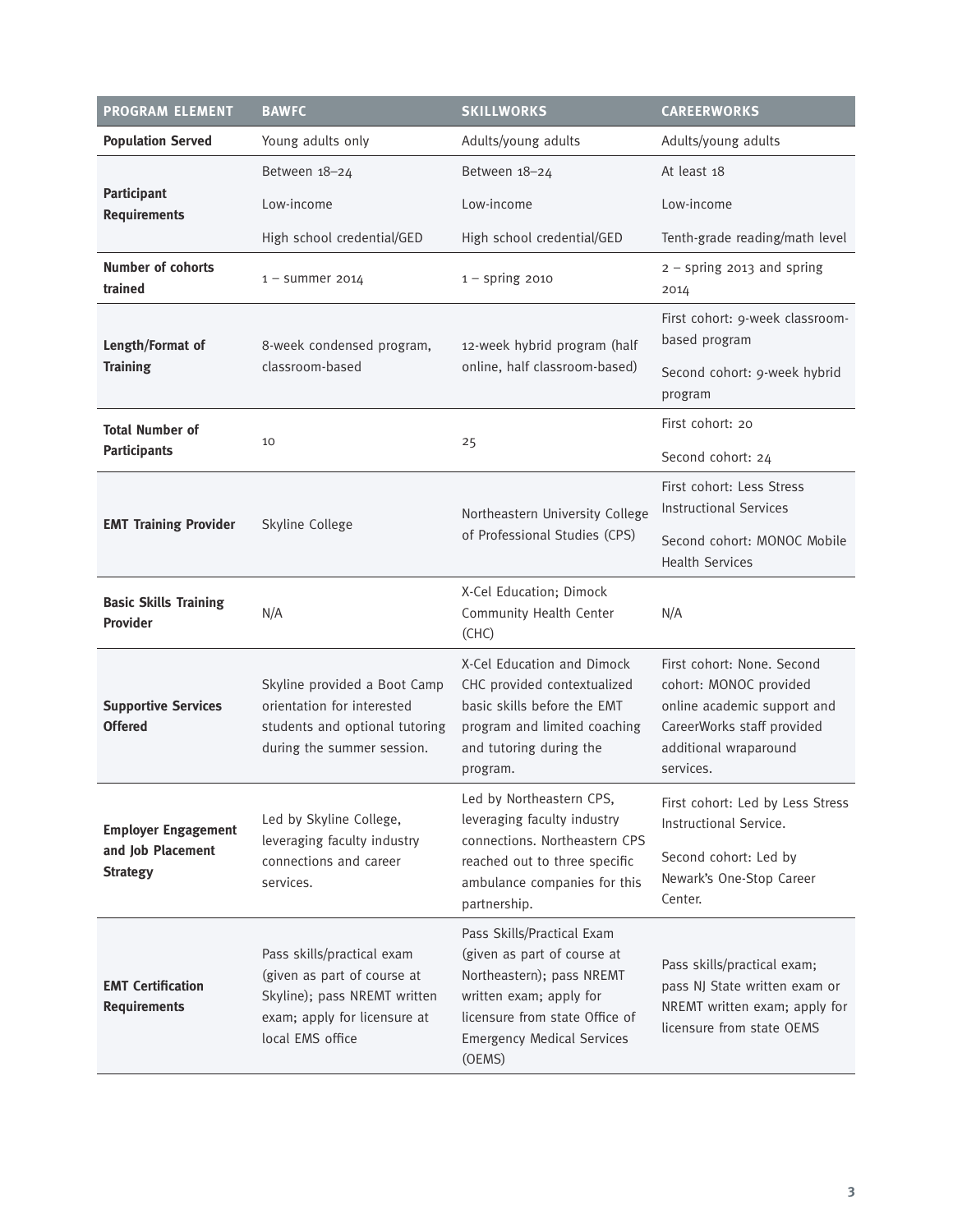| PROGRAM ELEMENT | BAWFC | SKILLWORKS | CAREERWORKS |
|---|---|---|---|
| **Population Served** | Young adults only | Adults/young adults | Adults/young adults |
| **Participant Requirements** | Between 18–24<br>Low-income<br>High school credential/GED | Between 18–24<br>Low-income<br>High school credential/GED | At least 18<br>Low-income<br>Tenth-grade reading/math level |
| **Number of cohorts trained** | 1 – summer 2014 | 1 – spring 2010 | 2 – spring 2013 and spring 2014 |
| **Length/Format of Training** | 8-week condensed program, classroom-based | 12-week hybrid program (half online, half classroom-based) | First cohort: 9-week classroom-based program<br>Second cohort: 9-week hybrid program |
| **Total Number of Participants** | 10 | 25 | First cohort: 20<br>Second cohort: 24 |
| **EMT Training Provider** | Skyline College | Northeastern University College of Professional Studies (CPS) | First cohort: Less Stress Instructional Services<br>Second cohort: MONOC Mobile Health Services |
| **Basic Skills Training Provider** | N/A | X-Cel Education; Dimock Community Health Center (CHC) | N/A |
| **Supportive Services Offered** | Skyline provided a Boot Camp orientation for interested students and optional tutoring during the summer session. | X-Cel Education and Dimock CHC provided contextualized basic skills before the EMT program and limited coaching and tutoring during the program. | First cohort: None. Second cohort: MONOC provided online academic support and CareerWorks staff provided additional wraparound services. |
| **Employer Engagement and Job Placement Strategy** | Led by Skyline College, leveraging faculty industry connections and career services. | Led by Northeastern CPS, leveraging faculty industry connections. Northeastern CPS reached out to three specific ambulance companies for this partnership. | First cohort: Led by Less Stress Instructional Service.<br>Second cohort: Led by Newark's One-Stop Career Center. |
| **EMT Certification Requirements** | Pass skills/practical exam (given as part of course at Skyline); pass NREMT written exam; apply for licensure at local EMS office | Pass Skills/Practical Exam (given as part of course at Northeastern); pass NREMT written exam; apply for licensure from state Office of Emergency Medical Services (OEMS) | Pass skills/practical exam; pass NJ State written exam or NREMT written exam; apply for licensure from state OEMS |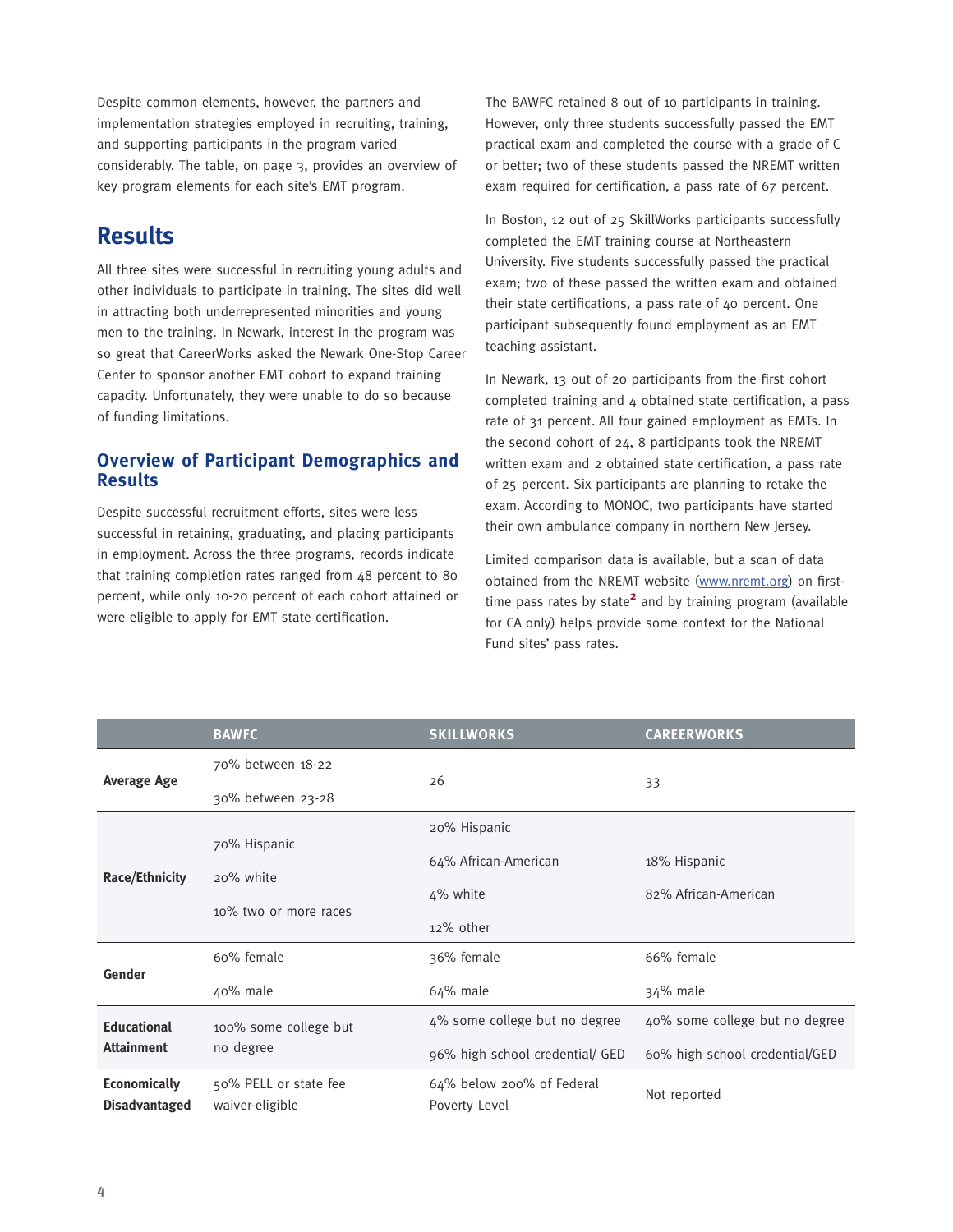Despite common elements, however, the partners and implementation strategies employed in recruiting, training, and supporting participants in the program varied considerably. The table, on page 3, provides an overview of key program elements for each site's EMT program.

## Results

All three sites were successful in recruiting young adults and other individuals to participate in training. The sites did well in attracting both underrepresented minorities and young men to the training. In Newark, interest in the program was so great that CareerWorks asked the Newark One-Stop Career Center to sponsor another EMT cohort to expand training capacity. Unfortunately, they were unable to do so because of funding limitations.

### Overview of Participant Demographics and Results

Despite successful recruitment efforts, sites were less successful in retaining, graduating, and placing participants in employment. Across the three programs, records indicate that training completion rates ranged from 48 percent to 80 percent, while only 10-20 percent of each cohort attained or were eligible to apply for EMT state certification.

The BAWFC retained 8 out of 10 participants in training. However, only three students successfully passed the EMT practical exam and completed the course with a grade of C or better; two of these students passed the NREMT written exam required for certification, a pass rate of 67 percent.

In Boston, 12 out of 25 SkillWorks participants successfully completed the EMT training course at Northeastern University. Five students successfully passed the practical exam; two of these passed the written exam and obtained their state certifications, a pass rate of 40 percent. One participant subsequently found employment as an EMT teaching assistant.

In Newark, 13 out of 20 participants from the first cohort completed training and 4 obtained state certification, a pass rate of 31 percent. All four gained employment as EMTs. In the second cohort of 24, 8 participants took the NREMT written exam and 2 obtained state certification, a pass rate of 25 percent. Six participants are planning to retake the exam. According to MONOC, two participants have started their own ambulance company in northern New Jersey.

Limited comparison data is available, but a scan of data obtained from the NREMT website (www.nremt.org) on first-time pass rates by state[2] and by training program (available for CA only) helps provide some context for the National Fund sites' pass rates.

| | BAWFC | SKILLWORKS | CAREERWORKS |
|---|---|---|---|
| **Average Age** | 70% between 18-22<br>30% between 23-28 | 26 | 33 |
| **Race/Ethnicity** | 70% Hispanic<br>20% white<br>10% two or more races | 20% Hispanic<br>64% African-American<br>4% white<br>12% other | 18% Hispanic<br>82% African-American |
| **Gender** | 60% female<br>40% male | 36% female<br>64% male | 66% female<br>34% male |
| **Educational Attainment** | 100% some college but no degree | 4% some college but no degree<br>96% high school credential/ GED | 40% some college but no degree<br>60% high school credential/GED |
| **Economically Disadvantaged** | 50% PELL or state fee waiver-eligible | 64% below 200% of Federal Poverty Level | Not reported |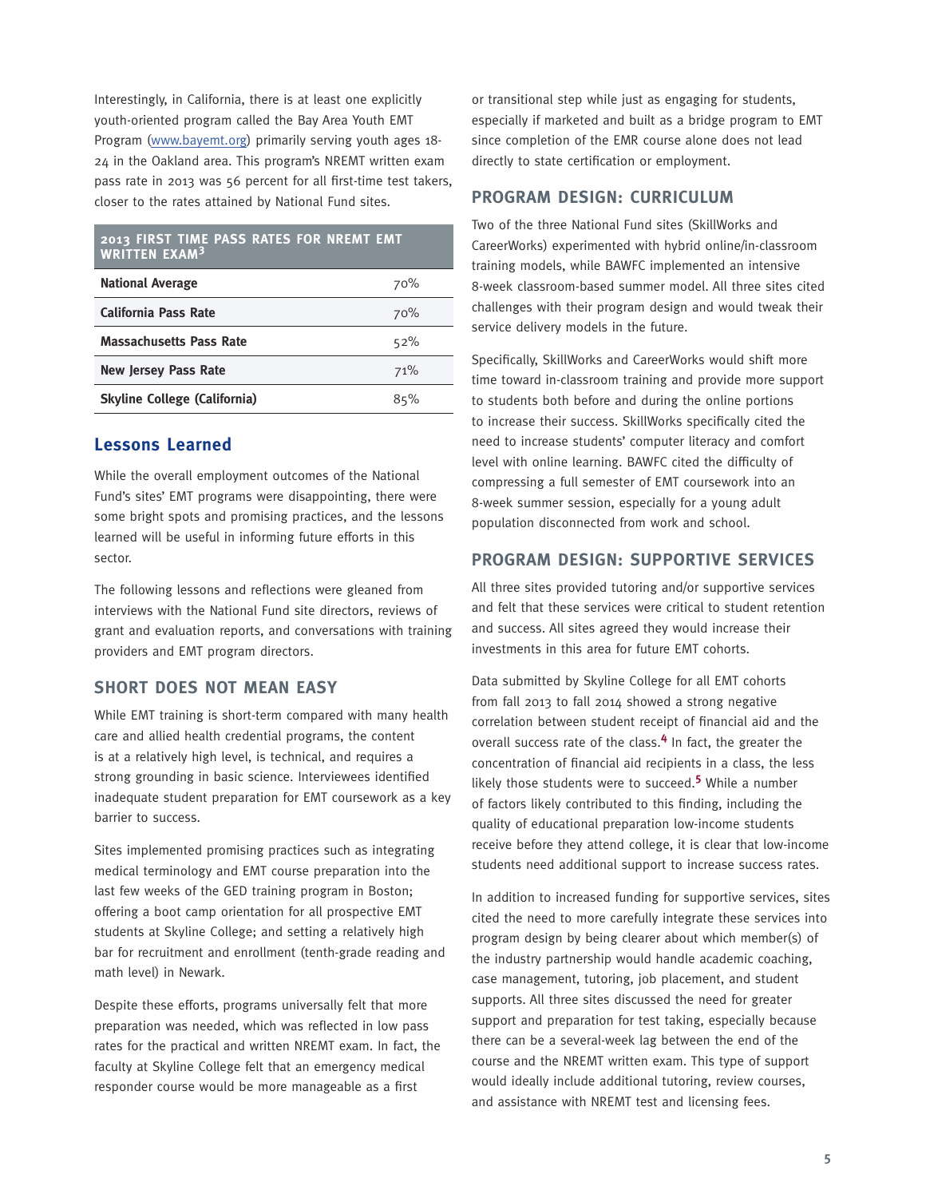Interestingly, in California, there is at least one explicitly youth-oriented program called the Bay Area Youth EMT Program (www.bayemt.org) primarily serving youth ages 18-24 in the Oakland area. This program's NREMT written exam pass rate in 2013 was 56 percent for all first-time test takers, closer to the rates attained by National Fund sites.

| 2013 FIRST TIME PASS RATES FOR NREMT EMT WRITTEN EXAM[3] | |
|---|---|
| **National Average** | 70% |
| **California Pass Rate** | 70% |
| **Massachusetts Pass Rate** | 52% |
| **New Jersey Pass Rate** | 71% |
| **Skyline College (California)** | 85% |

## Lessons Learned

While the overall employment outcomes of the National Fund's sites' EMT programs were disappointing, there were some bright spots and promising practices, and the lessons learned will be useful in informing future efforts in this sector.

The following lessons and reflections were gleaned from interviews with the National Fund site directors, reviews of grant and evaluation reports, and conversations with training providers and EMT program directors.

### SHORT DOES NOT MEAN EASY

While EMT training is short-term compared with many health care and allied health credential programs, the content is at a relatively high level, is technical, and requires a strong grounding in basic science. Interviewees identified inadequate student preparation for EMT coursework as a key barrier to success.

Sites implemented promising practices such as integrating medical terminology and EMT course preparation into the last few weeks of the GED training program in Boston; offering a boot camp orientation for all prospective EMT students at Skyline College; and setting a relatively high bar for recruitment and enrollment (tenth-grade reading and math level) in Newark.

Despite these efforts, programs universally felt that more preparation was needed, which was reflected in low pass rates for the practical and written NREMT exam. In fact, the faculty at Skyline College felt that an emergency medical responder course would be more manageable as a first or transitional step while just as engaging for students, especially if marketed and built as a bridge program to EMT since completion of the EMR course alone does not lead directly to state certification or employment.

### PROGRAM DESIGN: CURRICULUM

Two of the three National Fund sites (SkillWorks and CareerWorks) experimented with hybrid online/in-classroom training models, while BAWFC implemented an intensive 8-week classroom-based summer model. All three sites cited challenges with their program design and would tweak their service delivery models in the future.

Specifically, SkillWorks and CareerWorks would shift more time toward in-classroom training and provide more support to students both before and during the online portions to increase their success. SkillWorks specifically cited the need to increase students' computer literacy and comfort level with online learning. BAWFC cited the difficulty of compressing a full semester of EMT coursework into an 8-week summer session, especially for a young adult population disconnected from work and school.

### PROGRAM DESIGN: SUPPORTIVE SERVICES

All three sites provided tutoring and/or supportive services and felt that these services were critical to student retention and success. All sites agreed they would increase their investments in this area for future EMT cohorts.

Data submitted by Skyline College for all EMT cohorts from fall 2013 to fall 2014 showed a strong negative correlation between student receipt of financial aid and the overall success rate of the class.[4] In fact, the greater the concentration of financial aid recipients in a class, the less likely those students were to succeed.[5] While a number of factors likely contributed to this finding, including the quality of educational preparation low-income students receive before they attend college, it is clear that low-income students need additional support to increase success rates.

In addition to increased funding for supportive services, sites cited the need to more carefully integrate these services into program design by being clearer about which member(s) of the industry partnership would handle academic coaching, case management, tutoring, job placement, and student supports. All three sites discussed the need for greater support and preparation for test taking, especially because there can be a several-week lag between the end of the course and the NREMT written exam. This type of support would ideally include additional tutoring, review courses, and assistance with NREMT test and licensing fees.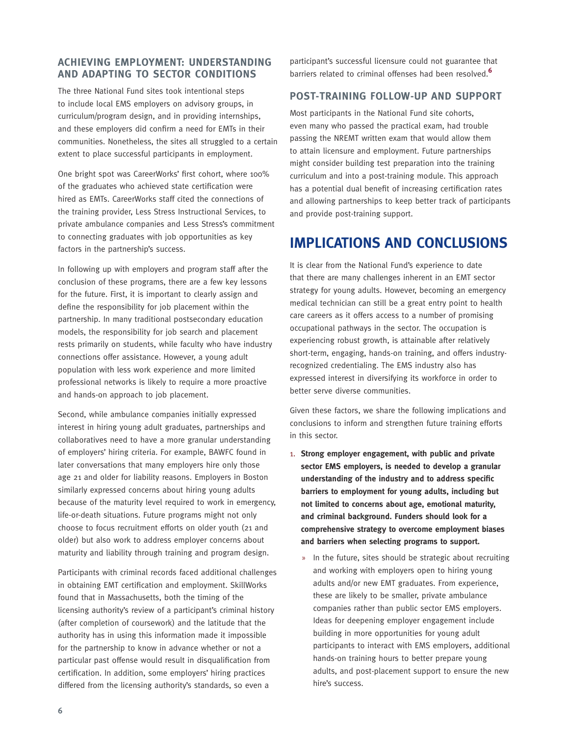## ACHIEVING EMPLOYMENT: UNDERSTANDING AND ADAPTING TO SECTOR CONDITIONS

The three National Fund sites took intentional steps to include local EMS employers on advisory groups, in curriculum/program design, and in providing internships, and these employers did confirm a need for EMTs in their communities. Nonetheless, the sites all struggled to a certain extent to place successful participants in employment.

One bright spot was CareerWorks' first cohort, where 100% of the graduates who achieved state certification were hired as EMTs. CareerWorks staff cited the connections of the training provider, Less Stress Instructional Services, to private ambulance companies and Less Stress's commitment to connecting graduates with job opportunities as key factors in the partnership's success.

In following up with employers and program staff after the conclusion of these programs, there are a few key lessons for the future. First, it is important to clearly assign and define the responsibility for job placement within the partnership. In many traditional postsecondary education models, the responsibility for job search and placement rests primarily on students, while faculty who have industry connections offer assistance. However, a young adult population with less work experience and more limited professional networks is likely to require a more proactive and hands-on approach to job placement.

Second, while ambulance companies initially expressed interest in hiring young adult graduates, partnerships and collaboratives need to have a more granular understanding of employers' hiring criteria. For example, BAWFC found in later conversations that many employers hire only those age 21 and older for liability reasons. Employers in Boston similarly expressed concerns about hiring young adults because of the maturity level required to work in emergency, life-or-death situations. Future programs might not only choose to focus recruitment efforts on older youth (21 and older) but also work to address employer concerns about maturity and liability through training and program design.

Participants with criminal records faced additional challenges in obtaining EMT certification and employment. SkillWorks found that in Massachusetts, both the timing of the licensing authority's review of a participant's criminal history (after completion of coursework) and the latitude that the authority has in using this information made it impossible for the partnership to know in advance whether or not a particular past offense would result in disqualification from certification. In addition, some employers' hiring practices differed from the licensing authority's standards, so even a participant's successful licensure could not guarantee that barriers related to criminal offenses had been resolved.[6]

## POST-TRAINING FOLLOW-UP AND SUPPORT

Most participants in the National Fund site cohorts, even many who passed the practical exam, had trouble passing the NREMT written exam that would allow them to attain licensure and employment. Future partnerships might consider building test preparation into the training curriculum and into a post-training module. This approach has a potential dual benefit of increasing certification rates and allowing partnerships to keep better track of participants and provide post-training support.

# IMPLICATIONS AND CONCLUSIONS

It is clear from the National Fund's experience to date that there are many challenges inherent in an EMT sector strategy for young adults. However, becoming an emergency medical technician can still be a great entry point to health care careers as it offers access to a number of promising occupational pathways in the sector. The occupation is experiencing robust growth, is attainable after relatively short-term, engaging, hands-on training, and offers industry-recognized credentialing. The EMS industry also has expressed interest in diversifying its workforce in order to better serve diverse communities.

Given these factors, we share the following implications and conclusions to inform and strengthen future training efforts in this sector.

1. **Strong employer engagement, with public and private sector EMS employers, is needed to develop a granular understanding of the industry and to address specific barriers to employment for young adults, including but not limited to concerns about age, emotional maturity, and criminal background. Funders should look for a comprehensive strategy to overcome employment biases and barriers when selecting programs to support.**
   - In the future, sites should be strategic about recruiting and working with employers open to hiring young adults and/or new EMT graduates. From experience, these are likely to be smaller, private ambulance companies rather than public sector EMS employers. Ideas for deepening employer engagement include building in more opportunities for young adult participants to interact with EMS employers, additional hands-on training hours to better prepare young adults, and post-placement support to ensure the new hire's success.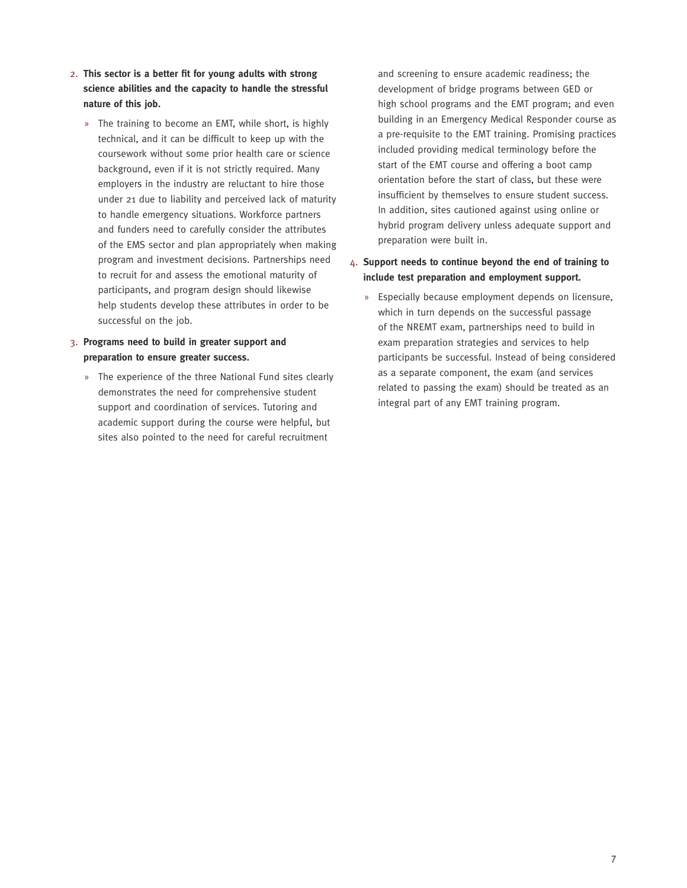2. **This sector is a better fit for young adults with strong science abilities and the capacity to handle the stressful nature of this job.**

   » The training to become an EMT, while short, is highly technical, and it can be difficult to keep up with the coursework without some prior health care or science background, even if it is not strictly required. Many employers in the industry are reluctant to hire those under 21 due to liability and perceived lack of maturity to handle emergency situations. Workforce partners and funders need to carefully consider the attributes of the EMS sector and plan appropriately when making program and investment decisions. Partnerships need to recruit for and assess the emotional maturity of participants, and program design should likewise help students develop these attributes in order to be successful on the job.

3. **Programs need to build in greater support and preparation to ensure greater success.**

   » The experience of the three National Fund sites clearly demonstrates the need for comprehensive student support and coordination of services. Tutoring and academic support during the course were helpful, but sites also pointed to the need for careful recruitment and screening to ensure academic readiness; the development of bridge programs between GED or high school programs and the EMT program; and even building in an Emergency Medical Responder course as a pre-requisite to the EMT training. Promising practices included providing medical terminology before the start of the EMT course and offering a boot camp orientation before the start of class, but these were insufficient by themselves to ensure student success. In addition, sites cautioned against using online or hybrid program delivery unless adequate support and preparation were built in.

4. **Support needs to continue beyond the end of training to include test preparation and employment support.**

   » Especially because employment depends on licensure, which in turn depends on the successful passage of the NREMT exam, partnerships need to build in exam preparation strategies and services to help participants be successful. Instead of being considered as a separate component, the exam (and services related to passing the exam) should be treated as an integral part of any EMT training program.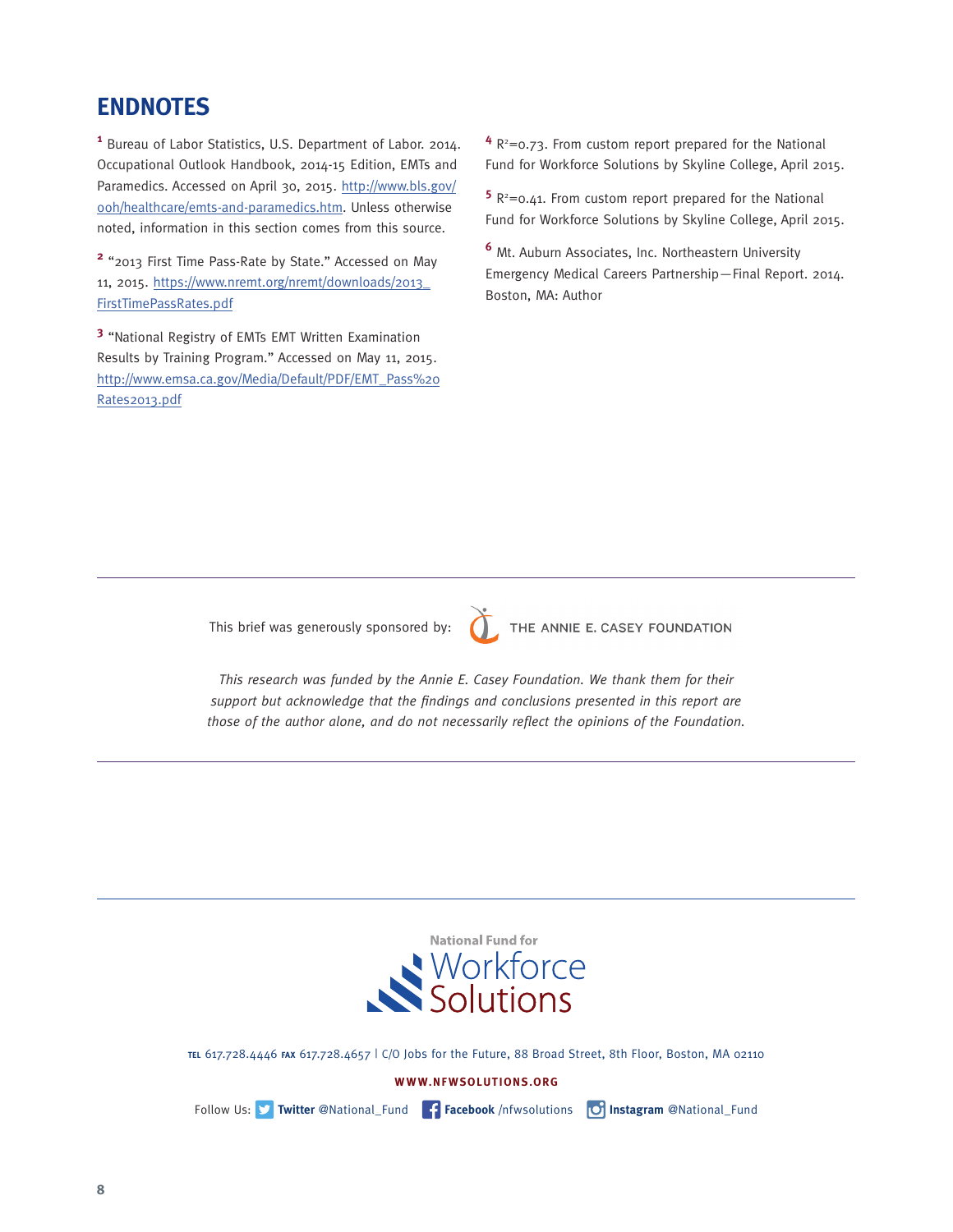## ENDNOTES

[1] Bureau of Labor Statistics, U.S. Department of Labor. 2014. Occupational Outlook Handbook, 2014-15 Edition, EMTs and Paramedics. Accessed on April 30, 2015. http://www.bls.gov/ooh/healthcare/emts-and-paramedics.htm. Unless otherwise noted, information in this section comes from this source.

[2] "2013 First Time Pass-Rate by State." Accessed on May 11, 2015. https://www.nremt.org/nremt/downloads/2013_FirstTimePassRates.pdf

[3] "National Registry of EMTs EMT Written Examination Results by Training Program." Accessed on May 11, 2015. http://www.emsa.ca.gov/Media/Default/PDF/EMT_Pass%20Rates2013.pdf

[4] $R^2$=0.73. From custom report prepared for the National Fund for Workforce Solutions by Skyline College, April 2015.

[5] $R^2$=0.41. From custom report prepared for the National Fund for Workforce Solutions by Skyline College, April 2015.

[6] Mt. Auburn Associates, Inc. Northeastern University Emergency Medical Careers Partnership—Final Report. 2014. Boston, MA: Author

---

This brief was generously sponsored by: THE ANNIE E. CASEY FOUNDATION

*This research was funded by the Annie E. Casey Foundation. We thank them for their support but acknowledge that the findings and conclusions presented in this report are those of the author alone, and do not necessarily reflect the opinions of the Foundation.*

---

National Fund for Workforce Solutions

TEL 617.728.4446 FAX 617.728.4657 | C/O Jobs for the Future, 88 Broad Street, 8th Floor, Boston, MA 02110

**WWW.NFWSOLUTIONS.ORG**

Follow Us: **Twitter** @National_Fund **Facebook** /nfwsolutions **Instagram** @National_Fund